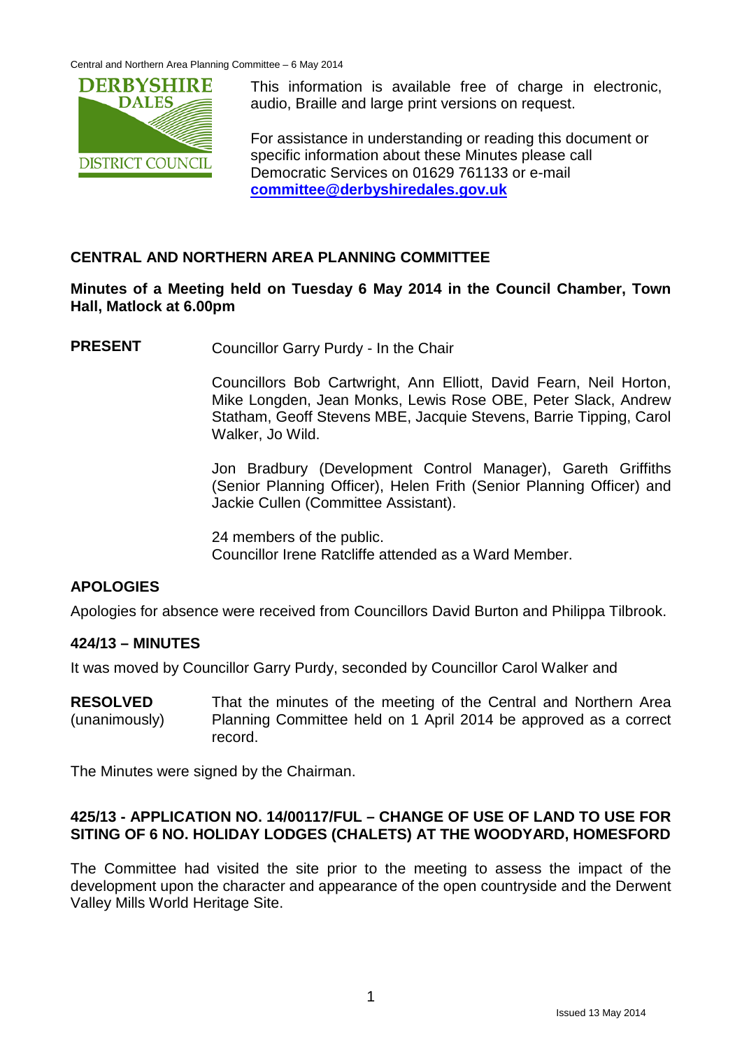This information is available free of charge in electronic, audio, Braille and large print versions on request.

For assistance in understanding or reading this document or specific information about these Minutes please call Democratic Services on 01629 761133 or e-mail **committee@derbyshiredales.gov.uk**

## CENTRAL AND NORTHERN AREA PLANNING COMMITTEE

**Minutes of a Meeting held on Tuesday 6 May 2014 in the Council Chamber, Town Hall, Matlock at 6.00pm**

**PRESENT** Councillor Garry Purdy - In the Chair

Councillors Bob Cartwright, Ann Elliott, David Fearn, Neil Horton, Mike Longden, Jean Monks, Lewis Rose OBE, Peter Slack, Andrew Statham, Geoff Stevens MBE, Jacquie Stevens, Barrie Tipping, Carol Walker, Jo Wild.

Jon Bradbury (Development Control Manager), Gareth Griffiths (Senior Planning Officer), Helen Frith (Senior Planning Officer) and Jackie Cullen (Committee Assistant).

24 members of the public.
Councillor Irene Ratcliffe attended as a Ward Member.

### APOLOGIES

Apologies for absence were received from Councillors David Burton and Philippa Tilbrook.

### 424/13 – MINUTES

It was moved by Councillor Garry Purdy, seconded by Councillor Carol Walker and

**RESOLVED** (unanimously) That the minutes of the meeting of the Central and Northern Area Planning Committee held on 1 April 2014 be approved as a correct record.

The Minutes were signed by the Chairman.

### 425/13 - APPLICATION NO. 14/00117/FUL – CHANGE OF USE OF LAND TO USE FOR SITING OF 6 NO. HOLIDAY LODGES (CHALETS) AT THE WOODYARD, HOMESFORD

The Committee had visited the site prior to the meeting to assess the impact of the development upon the character and appearance of the open countryside and the Derwent Valley Mills World Heritage Site.

Issued 13 May 2014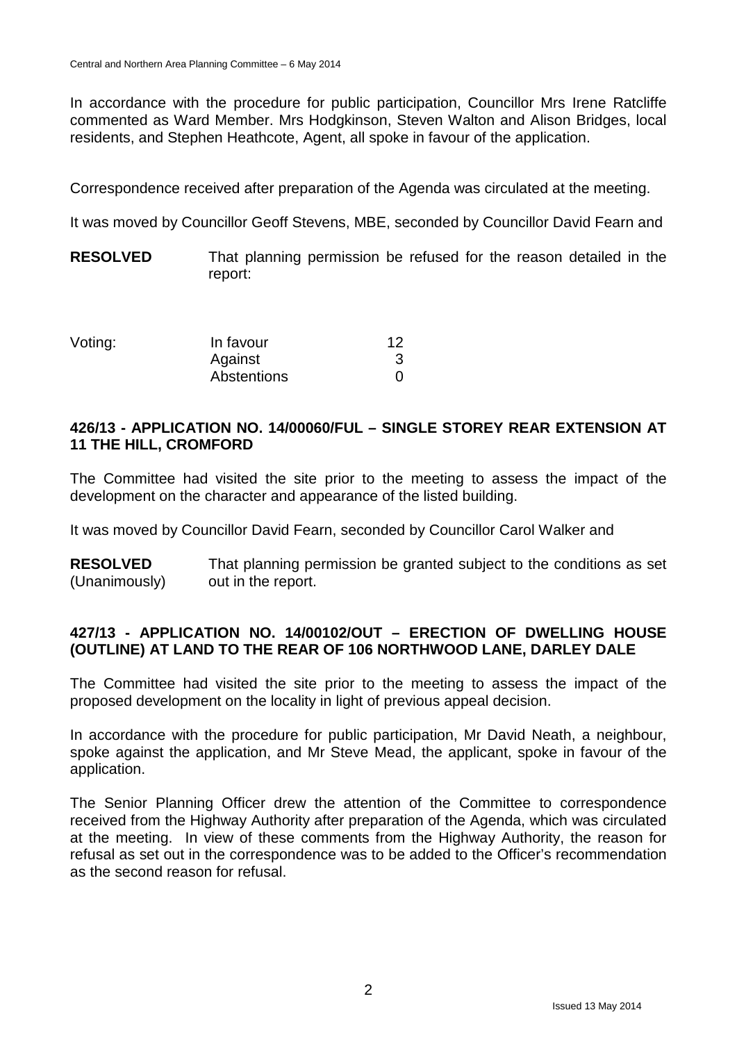In accordance with the procedure for public participation, Councillor Mrs Irene Ratcliffe commented as Ward Member. Mrs Hodgkinson, Steven Walton and Alison Bridges, local residents, and Stephen Heathcote, Agent, all spoke in favour of the application.

Correspondence received after preparation of the Agenda was circulated at the meeting.

It was moved by Councillor Geoff Stevens, MBE, seconded by Councillor David Fearn and

**RESOLVED** That planning permission be refused for the reason detailed in the report:

| Voting: | | |
|---|---|---|
| | In favour | 12 |
| | Against | 3 |
| | Abstentions | 0 |

**426/13 - APPLICATION NO. 14/00060/FUL – SINGLE STOREY REAR EXTENSION AT 11 THE HILL, CROMFORD**

The Committee had visited the site prior to the meeting to assess the impact of the development on the character and appearance of the listed building.

It was moved by Councillor David Fearn, seconded by Councillor Carol Walker and

**RESOLVED** (Unanimously) That planning permission be granted subject to the conditions as set out in the report.

**427/13 - APPLICATION NO. 14/00102/OUT – ERECTION OF DWELLING HOUSE (OUTLINE) AT LAND TO THE REAR OF 106 NORTHWOOD LANE, DARLEY DALE**

The Committee had visited the site prior to the meeting to assess the impact of the proposed development on the locality in light of previous appeal decision.

In accordance with the procedure for public participation, Mr David Neath, a neighbour, spoke against the application, and Mr Steve Mead, the applicant, spoke in favour of the application.

The Senior Planning Officer drew the attention of the Committee to correspondence received from the Highway Authority after preparation of the Agenda, which was circulated at the meeting. In view of these comments from the Highway Authority, the reason for refusal as set out in the correspondence was to be added to the Officer's recommendation as the second reason for refusal.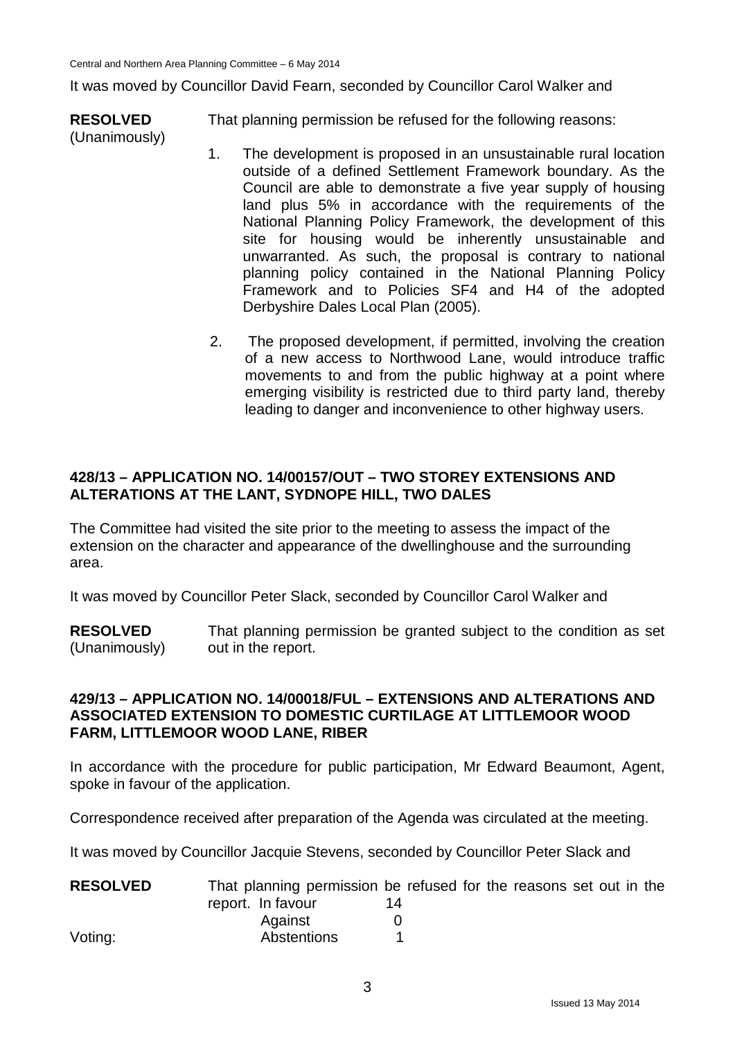It was moved by Councillor David Fearn, seconded by Councillor Carol Walker and

**RESOLVED** (Unanimously)

That planning permission be refused for the following reasons:

1. The development is proposed in an unsustainable rural location outside of a defined Settlement Framework boundary. As the Council are able to demonstrate a five year supply of housing land plus 5% in accordance with the requirements of the National Planning Policy Framework, the development of this site for housing would be inherently unsustainable and unwarranted. As such, the proposal is contrary to national planning policy contained in the National Planning Policy Framework and to Policies SF4 and H4 of the adopted Derbyshire Dales Local Plan (2005).

2. The proposed development, if permitted, involving the creation of a new access to Northwood Lane, would introduce traffic movements to and from the public highway at a point where emerging visibility is restricted due to third party land, thereby leading to danger and inconvenience to other highway users.

## 428/13 – APPLICATION NO. 14/00157/OUT – TWO STOREY EXTENSIONS AND ALTERATIONS AT THE LANT, SYDNOPE HILL, TWO DALES

The Committee had visited the site prior to the meeting to assess the impact of the extension on the character and appearance of the dwellinghouse and the surrounding area.

It was moved by Councillor Peter Slack, seconded by Councillor Carol Walker and

**RESOLVED** (Unanimously)

That planning permission be granted subject to the condition as set out in the report.

## 429/13 – APPLICATION NO. 14/00018/FUL – EXTENSIONS AND ALTERATIONS AND ASSOCIATED EXTENSION TO DOMESTIC CURTILAGE AT LITTLEMOOR WOOD FARM, LITTLEMOOR WOOD LANE, RIBER

In accordance with the procedure for public participation, Mr Edward Beaumont, Agent, spoke in favour of the application.

Correspondence received after preparation of the Agenda was circulated at the meeting.

It was moved by Councillor Jacquie Stevens, seconded by Councillor Peter Slack and

**RESOLVED**

That planning permission be refused for the reasons set out in the report.

Voting:

| | |
|---|---|
| In favour | 14 |
| Against | 0 |
| Abstentions | 1 |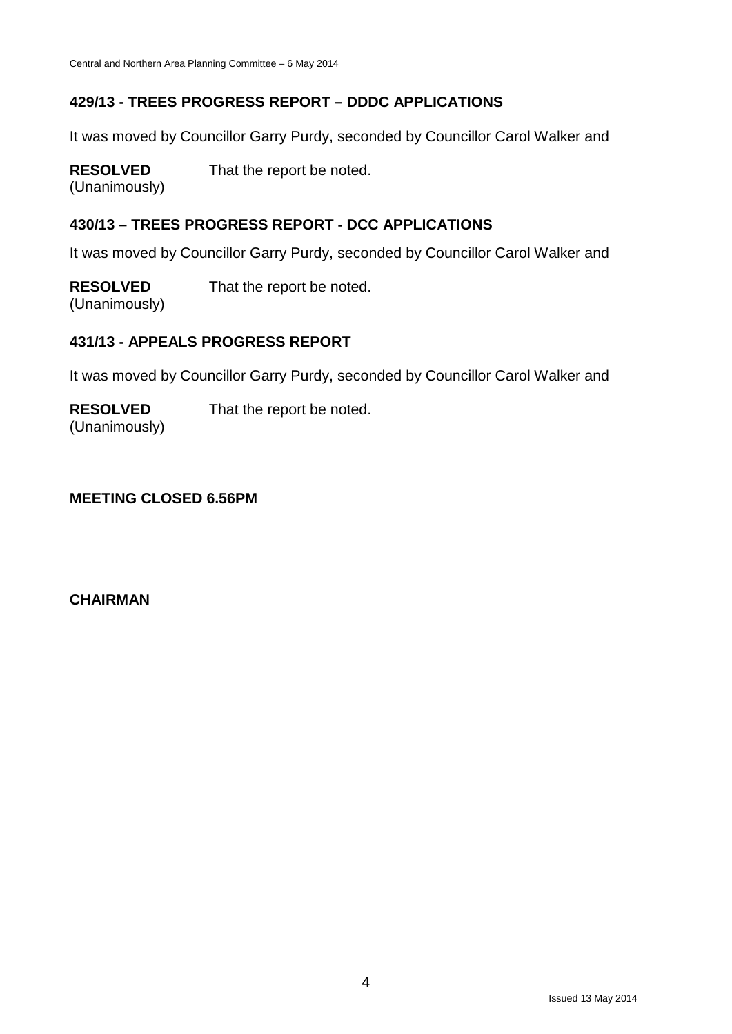## 429/13 - TREES PROGRESS REPORT – DDDC APPLICATIONS

It was moved by Councillor Garry Purdy, seconded by Councillor Carol Walker and

**RESOLVED** That the report be noted.
(Unanimously)

## 430/13 – TREES PROGRESS REPORT - DCC APPLICATIONS

It was moved by Councillor Garry Purdy, seconded by Councillor Carol Walker and

**RESOLVED** That the report be noted.
(Unanimously)

## 431/13 - APPEALS PROGRESS REPORT

It was moved by Councillor Garry Purdy, seconded by Councillor Carol Walker and

**RESOLVED** That the report be noted.
(Unanimously)

**MEETING CLOSED 6.56PM**

**CHAIRMAN**